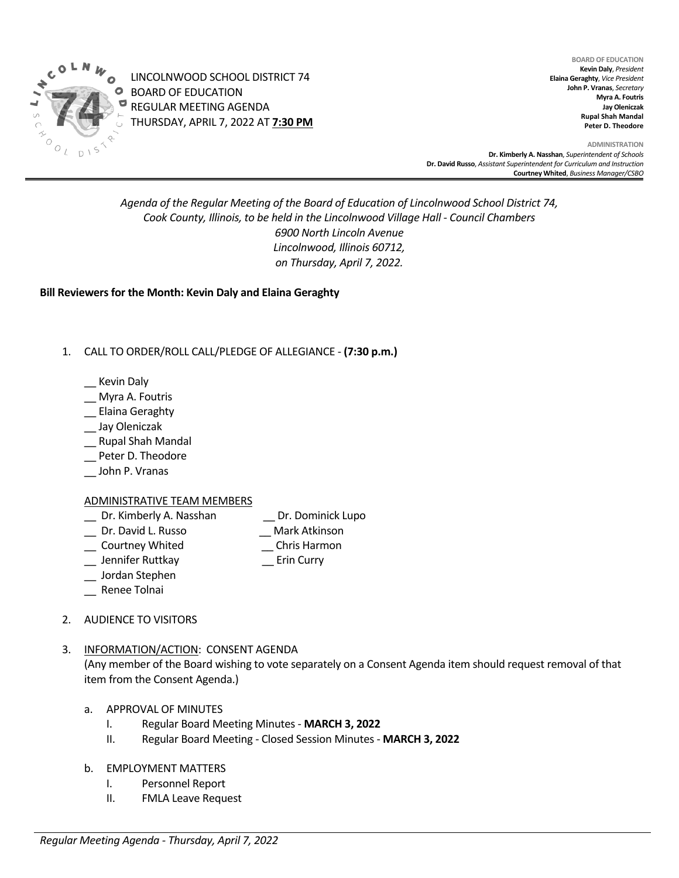LINCOLNWOOD SCHOOL DISTRICT 74
BOARD OF EDUCATION
REGULAR MEETING AGENDA
THURSDAY, APRIL 7, 2022 AT **7:30 PM**

**BOARD OF EDUCATION**
**Kevin Daly**, *President*
**Elaina Geraghty**, *Vice President*
**John P. Vranas**, *Secretary*
**Myra A. Foutris**
**Jay Oleniczak**
**Rupal Shah Mandal**
**Peter D. Theodore**

**ADMINISTRATION**
**Dr. Kimberly A. Nasshan**, *Superintendent of Schools*
**Dr. David Russo**, *Assistant Superintendent for Curriculum and Instruction*
**Courtney Whited**, *Business Manager/CSBO*

*Agenda of the Regular Meeting of the Board of Education of Lincolnwood School District 74, Cook County, Illinois, to be held in the Lincolnwood Village Hall - Council Chambers 6900 North Lincoln Avenue Lincolnwood, Illinois 60712, on Thursday, April 7, 2022.*

**Bill Reviewers for the Month: Kevin Daly and Elaina Geraghty**

1. CALL TO ORDER/ROLL CALL/PLEDGE OF ALLEGIANCE - **(7:30 p.m.)**

   __ Kevin Daly
   __ Myra A. Foutris
   __ Elaina Geraghty
   __ Jay Oleniczak
   __ Rupal Shah Mandal
   __ Peter D. Theodore
   __ John P. Vranas

   ADMINISTRATIVE TEAM MEMBERS

   __ Dr. Kimberly A. Nasshan
   __ Dr. David L. Russo
   __ Courtney Whited
   __ Jennifer Ruttkay
   __ Jordan Stephen
   __ Renee Tolnai
   __ Dr. Dominick Lupo
   __ Mark Atkinson
   __ Chris Harmon
   __ Erin Curry

2. AUDIENCE TO VISITORS

3. INFORMATION/ACTION: CONSENT AGENDA
   (Any member of the Board wishing to vote separately on a Consent Agenda item should request removal of that item from the Consent Agenda.)

   a. APPROVAL OF MINUTES
      I. Regular Board Meeting Minutes - **MARCH 3, 2022**
      II. Regular Board Meeting - Closed Session Minutes - **MARCH 3, 2022**

   b. EMPLOYMENT MATTERS
      I. Personnel Report
      II. FMLA Leave Request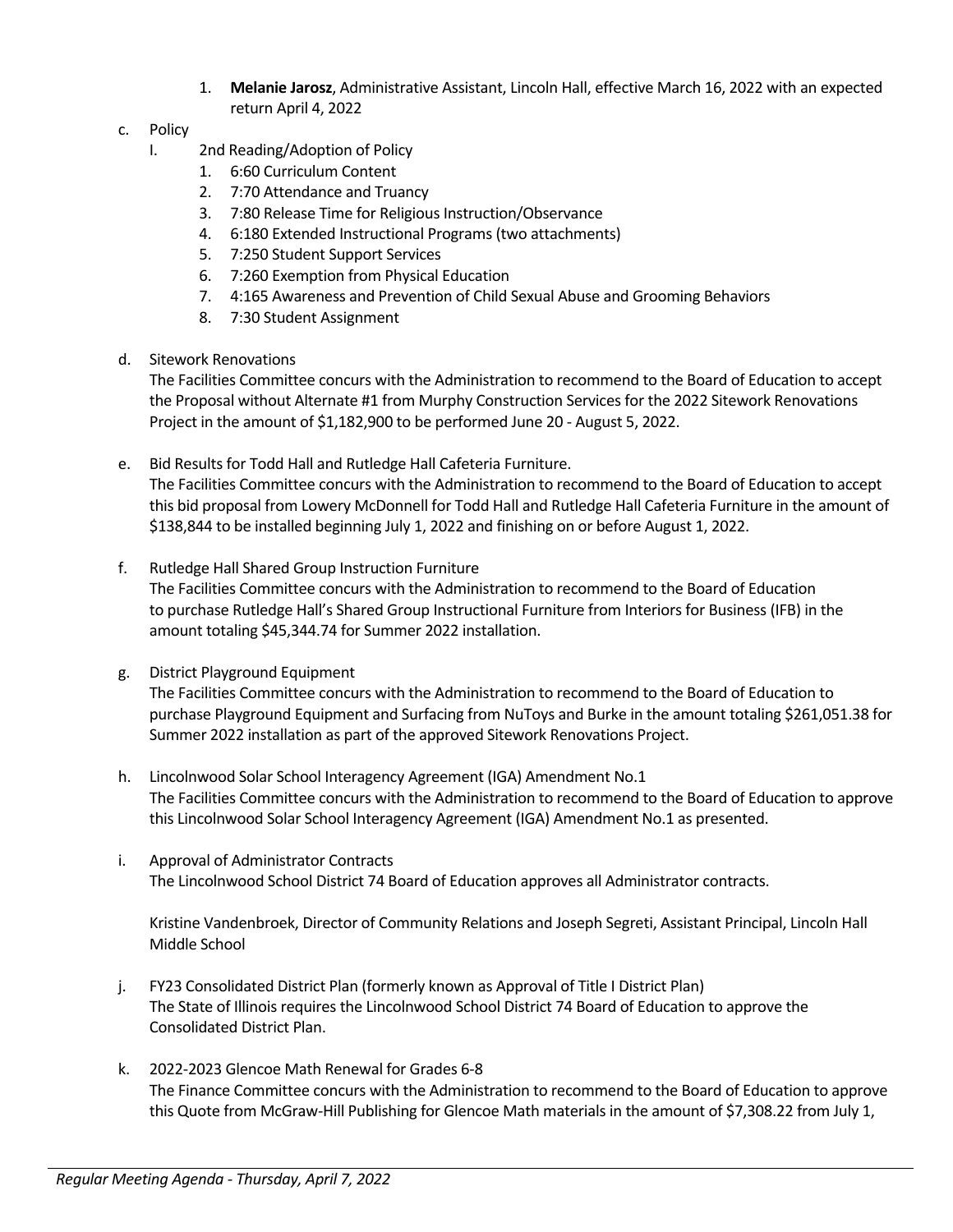1. **Melanie Jarosz**, Administrative Assistant, Lincoln Hall, effective March 16, 2022 with an expected return April 4, 2022

c. Policy

   I. 2nd Reading/Adoption of Policy

      1. 6:60 Curriculum Content
      2. 7:70 Attendance and Truancy
      3. 7:80 Release Time for Religious Instruction/Observance
      4. 6:180 Extended Instructional Programs (two attachments)
      5. 7:250 Student Support Services
      6. 7:260 Exemption from Physical Education
      7. 4:165 Awareness and Prevention of Child Sexual Abuse and Grooming Behaviors
      8. 7:30 Student Assignment

d. Sitework Renovations

   The Facilities Committee concurs with the Administration to recommend to the Board of Education to accept the Proposal without Alternate #1 from Murphy Construction Services for the 2022 Sitework Renovations Project in the amount of $1,182,900 to be performed June 20 - August 5, 2022.

e. Bid Results for Todd Hall and Rutledge Hall Cafeteria Furniture.

   The Facilities Committee concurs with the Administration to recommend to the Board of Education to accept this bid proposal from Lowery McDonnell for Todd Hall and Rutledge Hall Cafeteria Furniture in the amount of $138,844 to be installed beginning July 1, 2022 and finishing on or before August 1, 2022.

f. Rutledge Hall Shared Group Instruction Furniture

   The Facilities Committee concurs with the Administration to recommend to the Board of Education to purchase Rutledge Hall's Shared Group Instructional Furniture from Interiors for Business (IFB) in the amount totaling $45,344.74 for Summer 2022 installation.

g. District Playground Equipment

   The Facilities Committee concurs with the Administration to recommend to the Board of Education to purchase Playground Equipment and Surfacing from NuToys and Burke in the amount totaling $261,051.38 for Summer 2022 installation as part of the approved Sitework Renovations Project.

h. Lincolnwood Solar School Interagency Agreement (IGA) Amendment No.1

   The Facilities Committee concurs with the Administration to recommend to the Board of Education to approve this Lincolnwood Solar School Interagency Agreement (IGA) Amendment No.1 as presented.

i. Approval of Administrator Contracts

   The Lincolnwood School District 74 Board of Education approves all Administrator contracts.

   Kristine Vandenbroek, Director of Community Relations and Joseph Segreti, Assistant Principal, Lincoln Hall Middle School

j. FY23 Consolidated District Plan (formerly known as Approval of Title I District Plan)

   The State of Illinois requires the Lincolnwood School District 74 Board of Education to approve the Consolidated District Plan.

k. 2022-2023 Glencoe Math Renewal for Grades 6-8

   The Finance Committee concurs with the Administration to recommend to the Board of Education to approve this Quote from McGraw-Hill Publishing for Glencoe Math materials in the amount of $7,308.22 from July 1,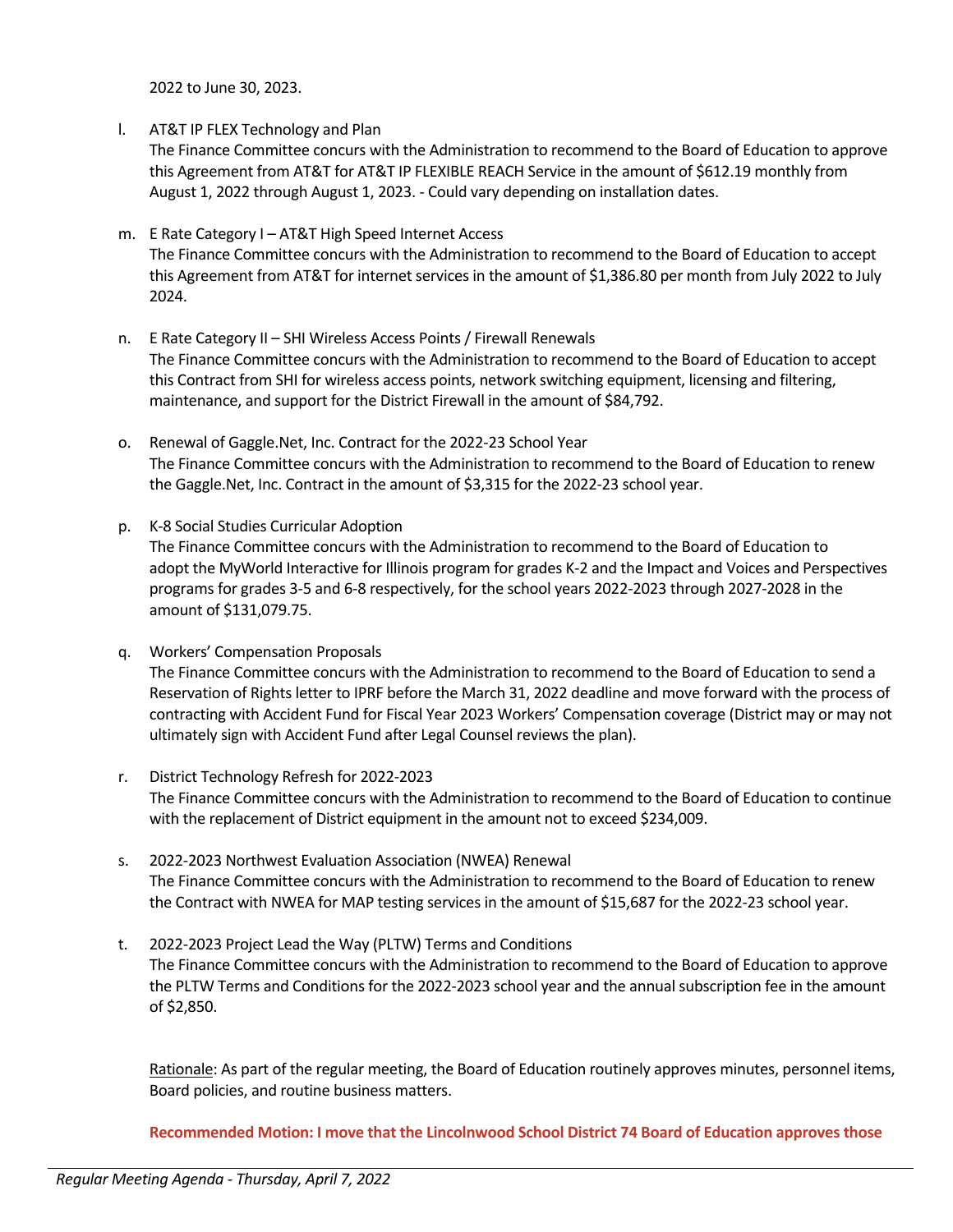2022 to June 30, 2023.

l. AT&T IP FLEX Technology and Plan
   The Finance Committee concurs with the Administration to recommend to the Board of Education to approve this Agreement from AT&T for AT&T IP FLEXIBLE REACH Service in the amount of $612.19 monthly from August 1, 2022 through August 1, 2023. - Could vary depending on installation dates.

m. E Rate Category I – AT&T High Speed Internet Access
   The Finance Committee concurs with the Administration to recommend to the Board of Education to accept this Agreement from AT&T for internet services in the amount of $1,386.80 per month from July 2022 to July 2024.

n. E Rate Category II – SHI Wireless Access Points / Firewall Renewals
   The Finance Committee concurs with the Administration to recommend to the Board of Education to accept this Contract from SHI for wireless access points, network switching equipment, licensing and filtering, maintenance, and support for the District Firewall in the amount of $84,792.

o. Renewal of Gaggle.Net, Inc. Contract for the 2022-23 School Year
   The Finance Committee concurs with the Administration to recommend to the Board of Education to renew the Gaggle.Net, Inc. Contract in the amount of $3,315 for the 2022-23 school year.

p. K-8 Social Studies Curricular Adoption
   The Finance Committee concurs with the Administration to recommend to the Board of Education to adopt the MyWorld Interactive for Illinois program for grades K-2 and the Impact and Voices and Perspectives programs for grades 3-5 and 6-8 respectively, for the school years 2022-2023 through 2027-2028 in the amount of $131,079.75.

q. Workers' Compensation Proposals
   The Finance Committee concurs with the Administration to recommend to the Board of Education to send a Reservation of Rights letter to IPRF before the March 31, 2022 deadline and move forward with the process of contracting with Accident Fund for Fiscal Year 2023 Workers' Compensation coverage (District may or may not ultimately sign with Accident Fund after Legal Counsel reviews the plan).

r. District Technology Refresh for 2022-2023
   The Finance Committee concurs with the Administration to recommend to the Board of Education to continue with the replacement of District equipment in the amount not to exceed $234,009.

s. 2022-2023 Northwest Evaluation Association (NWEA) Renewal
   The Finance Committee concurs with the Administration to recommend to the Board of Education to renew the Contract with NWEA for MAP testing services in the amount of $15,687 for the 2022-23 school year.

t. 2022-2023 Project Lead the Way (PLTW) Terms and Conditions
   The Finance Committee concurs with the Administration to recommend to the Board of Education to approve the PLTW Terms and Conditions for the 2022-2023 school year and the annual subscription fee in the amount of $2,850.

<u>Rationale</u>: As part of the regular meeting, the Board of Education routinely approves minutes, personnel items, Board policies, and routine business matters.

**Recommended Motion: I move that the Lincolnwood School District 74 Board of Education approves those**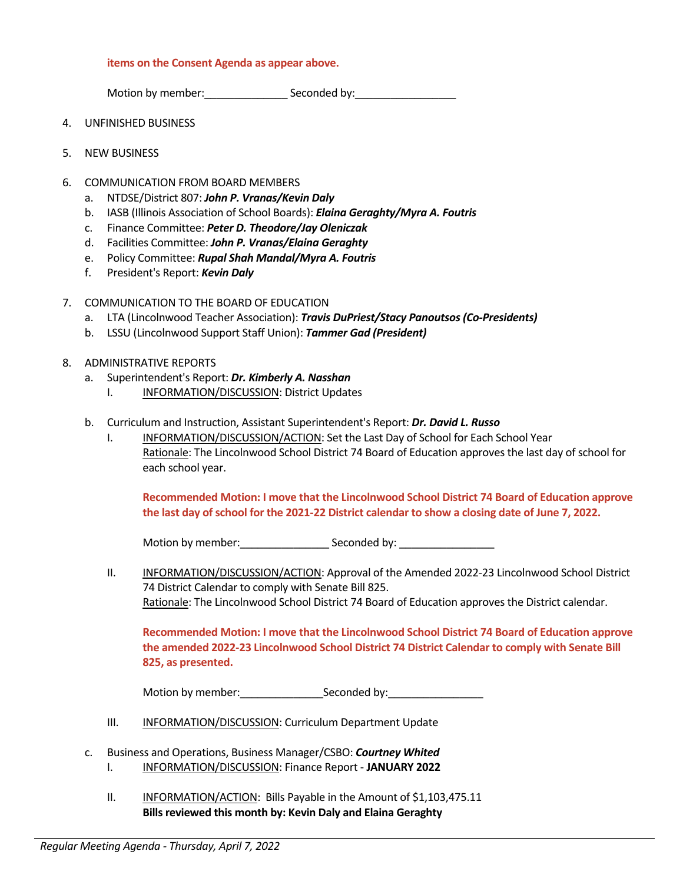**items on the Consent Agenda as appear above.**

Motion by member:______________ Seconded by:_________________

4. UNFINISHED BUSINESS

5. NEW BUSINESS

6. COMMUNICATION FROM BOARD MEMBERS
   a. NTDSE/District 807: ***John P. Vranas/Kevin Daly***
   b. IASB (Illinois Association of School Boards): ***Elaina Geraghty/Myra A. Foutris***
   c. Finance Committee: ***Peter D. Theodore/Jay Oleniczak***
   d. Facilities Committee: ***John P. Vranas/Elaina Geraghty***
   e. Policy Committee: ***Rupal Shah Mandal/Myra A. Foutris***
   f. President's Report: ***Kevin Daly***

7. COMMUNICATION TO THE BOARD OF EDUCATION
   a. LTA (Lincolnwood Teacher Association): ***Travis DuPriest/Stacy Panoutsos (Co-Presidents)***
   b. LSSU (Lincolnwood Support Staff Union): ***Tammer Gad (President)***

8. ADMINISTRATIVE REPORTS
   a. Superintendent's Report: ***Dr. Kimberly A. Nasshan***
      I. INFORMATION/DISCUSSION: District Updates

   b. Curriculum and Instruction, Assistant Superintendent's Report: ***Dr. David L. Russo***
      I. INFORMATION/DISCUSSION/ACTION: Set the Last Day of School for Each School Year
         Rationale: The Lincolnwood School District 74 Board of Education approves the last day of school for each school year.

         **Recommended Motion: I move that the Lincolnwood School District 74 Board of Education approve the last day of school for the 2021-22 District calendar to show a closing date of June 7, 2022.**

         Motion by member:_______________ Seconded by: ________________

      II. INFORMATION/DISCUSSION/ACTION: Approval of the Amended 2022-23 Lincolnwood School District 74 District Calendar to comply with Senate Bill 825.
         Rationale: The Lincolnwood School District 74 Board of Education approves the District calendar.

         **Recommended Motion: I move that the Lincolnwood School District 74 Board of Education approve the amended 2022-23 Lincolnwood School District 74 District Calendar to comply with Senate Bill 825, as presented.**

         Motion by member:______________Seconded by:________________

      III. INFORMATION/DISCUSSION: Curriculum Department Update

   c. Business and Operations, Business Manager/CSBO: ***Courtney Whited***
      I. INFORMATION/DISCUSSION: Finance Report - **JANUARY 2022**

      II. INFORMATION/ACTION: Bills Payable in the Amount of $1,103,475.11
         **Bills reviewed this month by: Kevin Daly and Elaina Geraghty**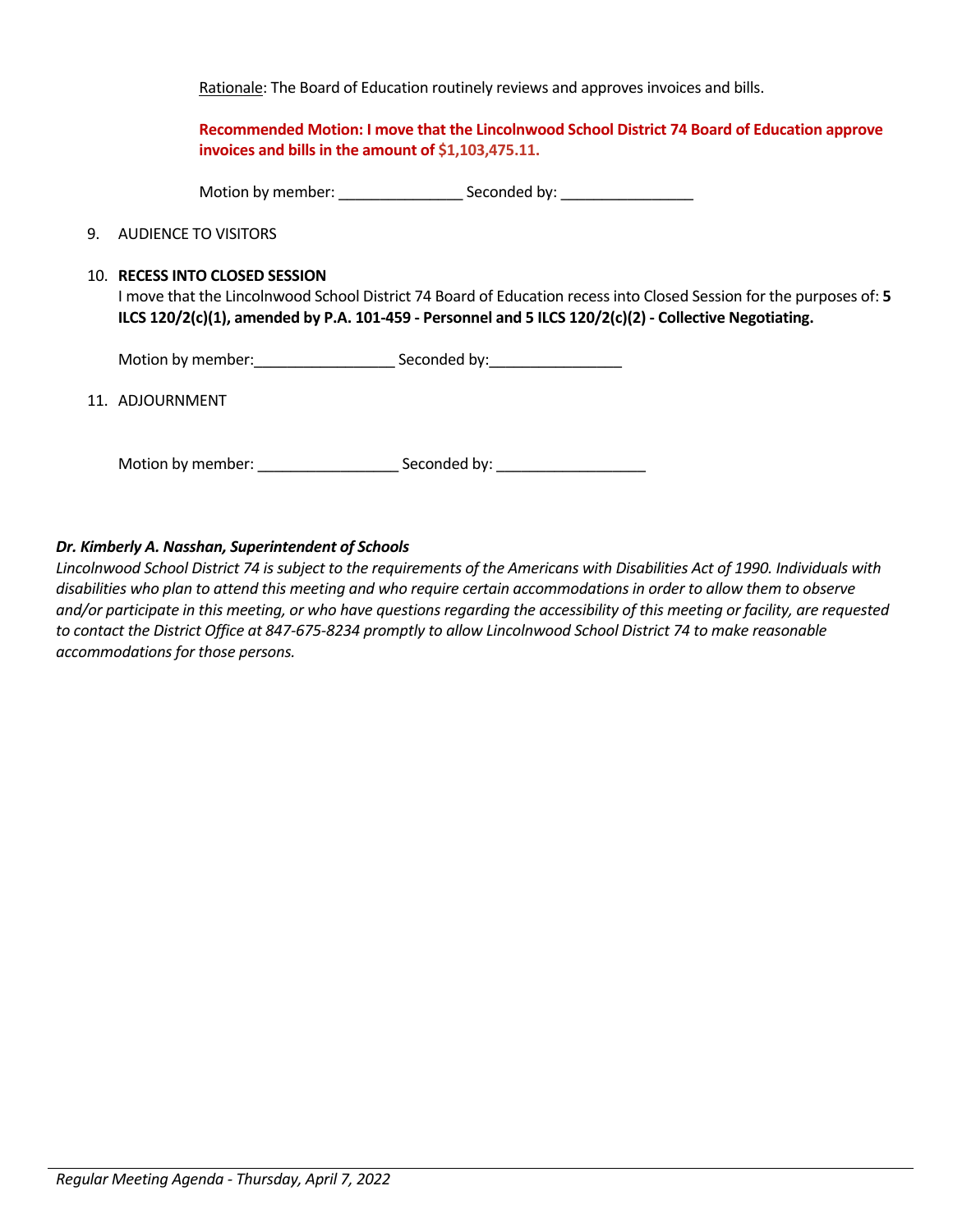Rationale: The Board of Education routinely reviews and approves invoices and bills.

**Recommended Motion: I move that the Lincolnwood School District 74 Board of Education approve invoices and bills in the amount of $1,103,475.11.**

Motion by member: _______________ Seconded by: ________________

9. AUDIENCE TO VISITORS

10. **RECESS INTO CLOSED SESSION**

    I move that the Lincolnwood School District 74 Board of Education recess into Closed Session for the purposes of: **5 ILCS 120/2(c)(1), amended by P.A. 101-459 - Personnel and 5 ILCS 120/2(c)(2) - Collective Negotiating.**

    Motion by member:_________________ Seconded by:________________

11. ADJOURNMENT

    Motion by member: _________________ Seconded by: __________________

***Dr. Kimberly A. Nasshan, Superintendent of Schools***

*Lincolnwood School District 74 is subject to the requirements of the Americans with Disabilities Act of 1990. Individuals with disabilities who plan to attend this meeting and who require certain accommodations in order to allow them to observe and/or participate in this meeting, or who have questions regarding the accessibility of this meeting or facility, are requested to contact the District Office at 847-675-8234 promptly to allow Lincolnwood School District 74 to make reasonable accommodations for those persons.*